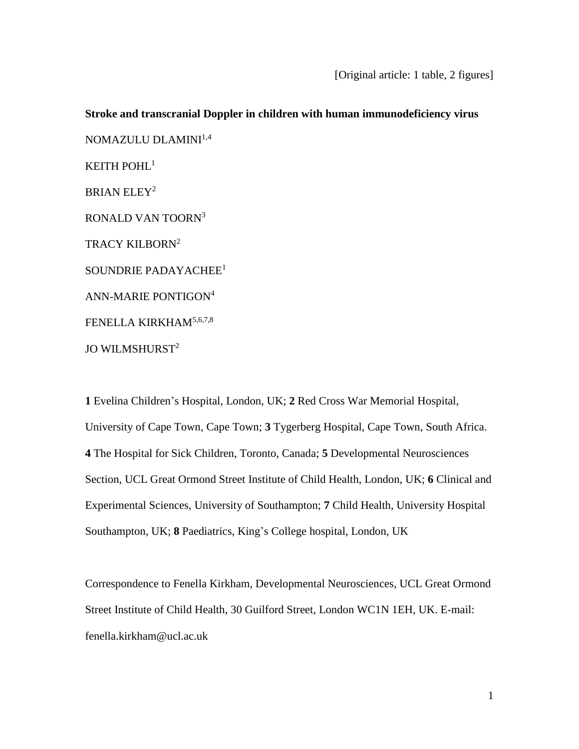[Original article: 1 table, 2 figures]

**Stroke and transcranial Doppler in children with human immunodeficiency virus**

NOMAZULU DLAMINI[1,4]

KEITH POHL[1]

BRIAN ELEY[2]

RONALD VAN TOORN[3]

TRACY KILBORN[2]

SOUNDRIE PADAYACHEE[1]

ANN-MARIE PONTIGON[4]

FENELLA KIRKHAM[5,6,7,8]

JO WILMSHURST[2]

**1** Evelina Children's Hospital, London, UK; **2** Red Cross War Memorial Hospital, University of Cape Town, Cape Town; **3** Tygerberg Hospital, Cape Town, South Africa. **4** The Hospital for Sick Children, Toronto, Canada; **5** Developmental Neurosciences Section, UCL Great Ormond Street Institute of Child Health, London, UK; **6** Clinical and Experimental Sciences, University of Southampton; **7** Child Health, University Hospital Southampton, UK; **8** Paediatrics, King's College hospital, London, UK

Correspondence to Fenella Kirkham, Developmental Neurosciences, UCL Great Ormond Street Institute of Child Health, 30 Guilford Street, London WC1N 1EH, UK. E-mail: fenella.kirkham@ucl.ac.uk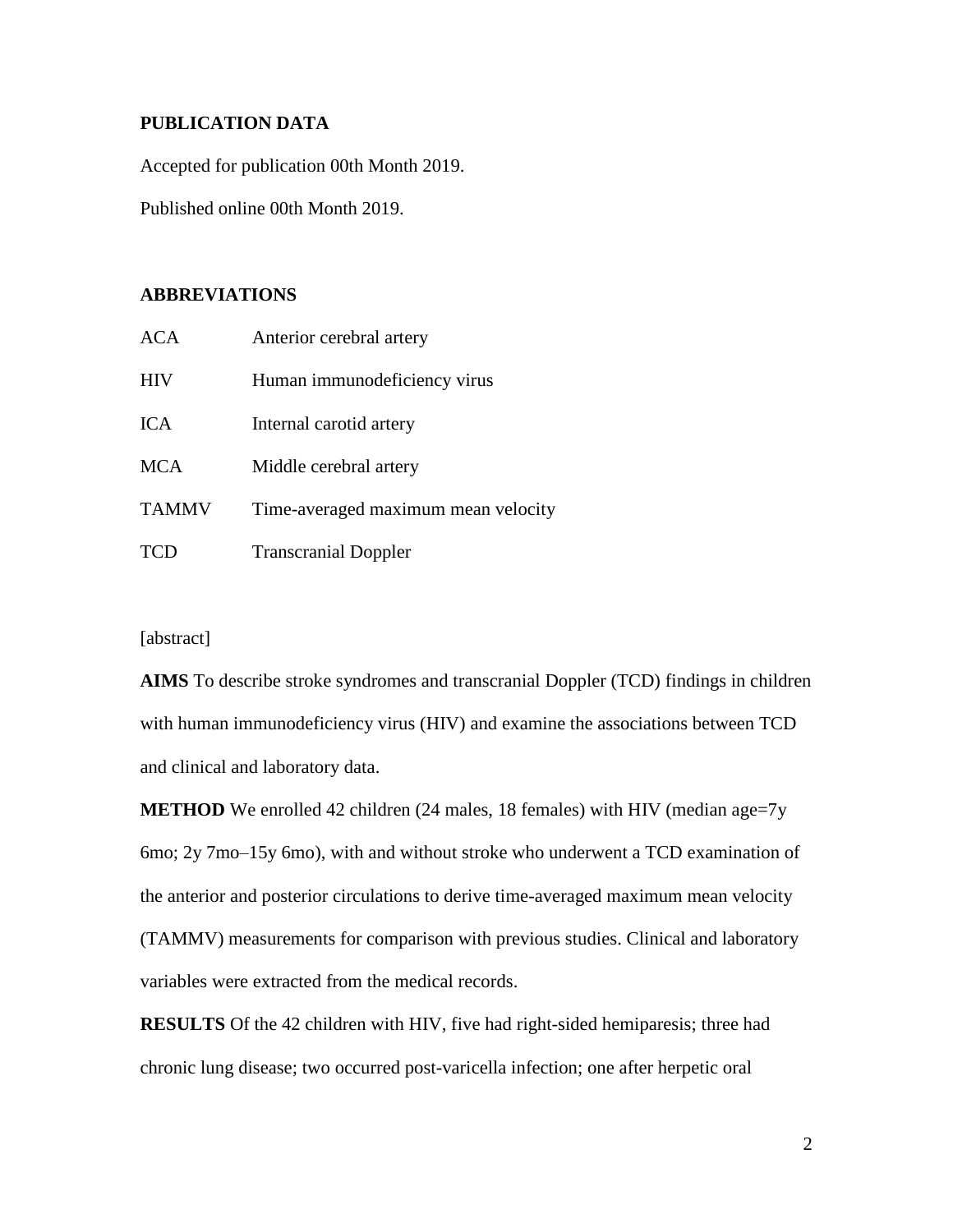## PUBLICATION DATA

Accepted for publication 00th Month 2019.

Published online 00th Month 2019.

## ABBREVIATIONS

| | |
|---|---|
| ACA | Anterior cerebral artery |
| HIV | Human immunodeficiency virus |
| ICA | Internal carotid artery |
| MCA | Middle cerebral artery |
| TAMMV | Time-averaged maximum mean velocity |
| TCD | Transcranial Doppler |

[abstract]

**AIMS** To describe stroke syndromes and transcranial Doppler (TCD) findings in children with human immunodeficiency virus (HIV) and examine the associations between TCD and clinical and laboratory data.

**METHOD** We enrolled 42 children (24 males, 18 females) with HIV (median age=7y 6mo; 2y 7mo–15y 6mo), with and without stroke who underwent a TCD examination of the anterior and posterior circulations to derive time-averaged maximum mean velocity (TAMMV) measurements for comparison with previous studies. Clinical and laboratory variables were extracted from the medical records.

**RESULTS** Of the 42 children with HIV, five had right-sided hemiparesis; three had chronic lung disease; two occurred post-varicella infection; one after herpetic oral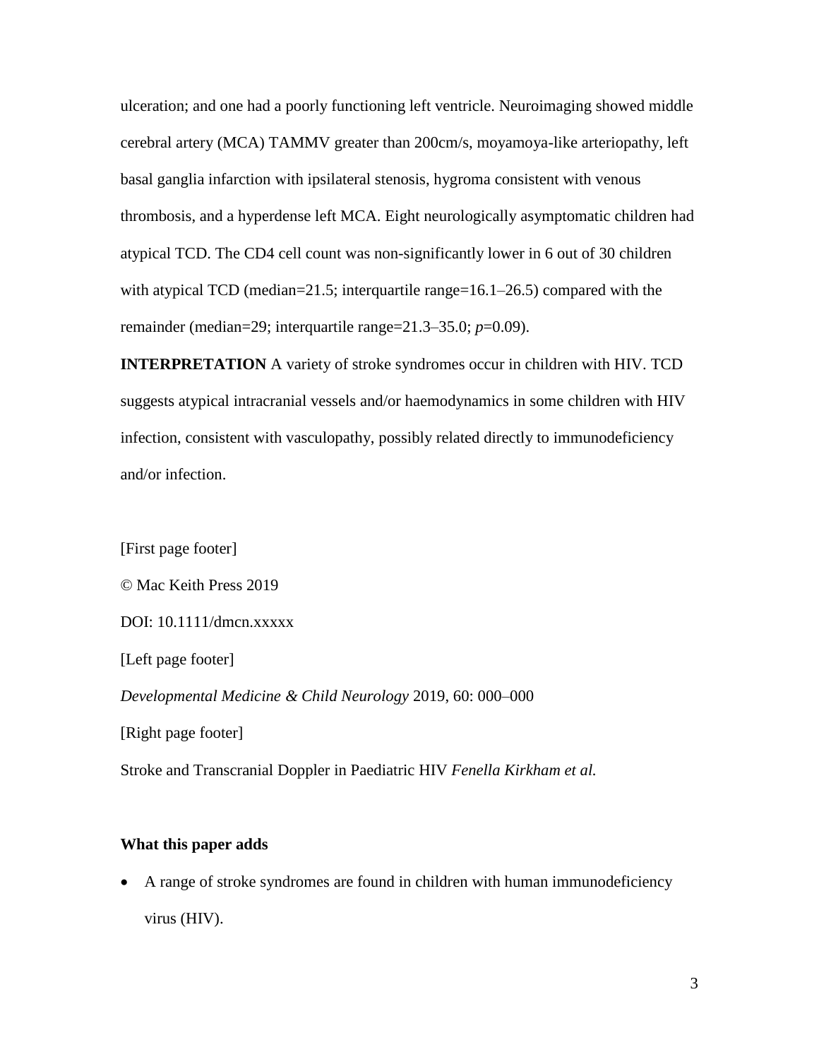ulceration; and one had a poorly functioning left ventricle. Neuroimaging showed middle cerebral artery (MCA) TAMMV greater than 200cm/s, moyamoya-like arteriopathy, left basal ganglia infarction with ipsilateral stenosis, hygroma consistent with venous thrombosis, and a hyperdense left MCA. Eight neurologically asymptomatic children had atypical TCD. The CD4 cell count was non-significantly lower in 6 out of 30 children with atypical TCD (median=21.5; interquartile range=16.1–26.5) compared with the remainder (median=29; interquartile range=21.3–35.0; $p$=0.09).

**INTERPRETATION** A variety of stroke syndromes occur in children with HIV. TCD suggests atypical intracranial vessels and/or haemodynamics in some children with HIV infection, consistent with vasculopathy, possibly related directly to immunodeficiency and/or infection.

[First page footer]

© Mac Keith Press 2019

DOI: 10.1111/dmcn.xxxxx

[Left page footer]

*Developmental Medicine & Child Neurology* 2019, 60: 000–000

[Right page footer]

Stroke and Transcranial Doppler in Paediatric HIV *Fenella Kirkham et al.*

### What this paper adds

- A range of stroke syndromes are found in children with human immunodeficiency virus (HIV).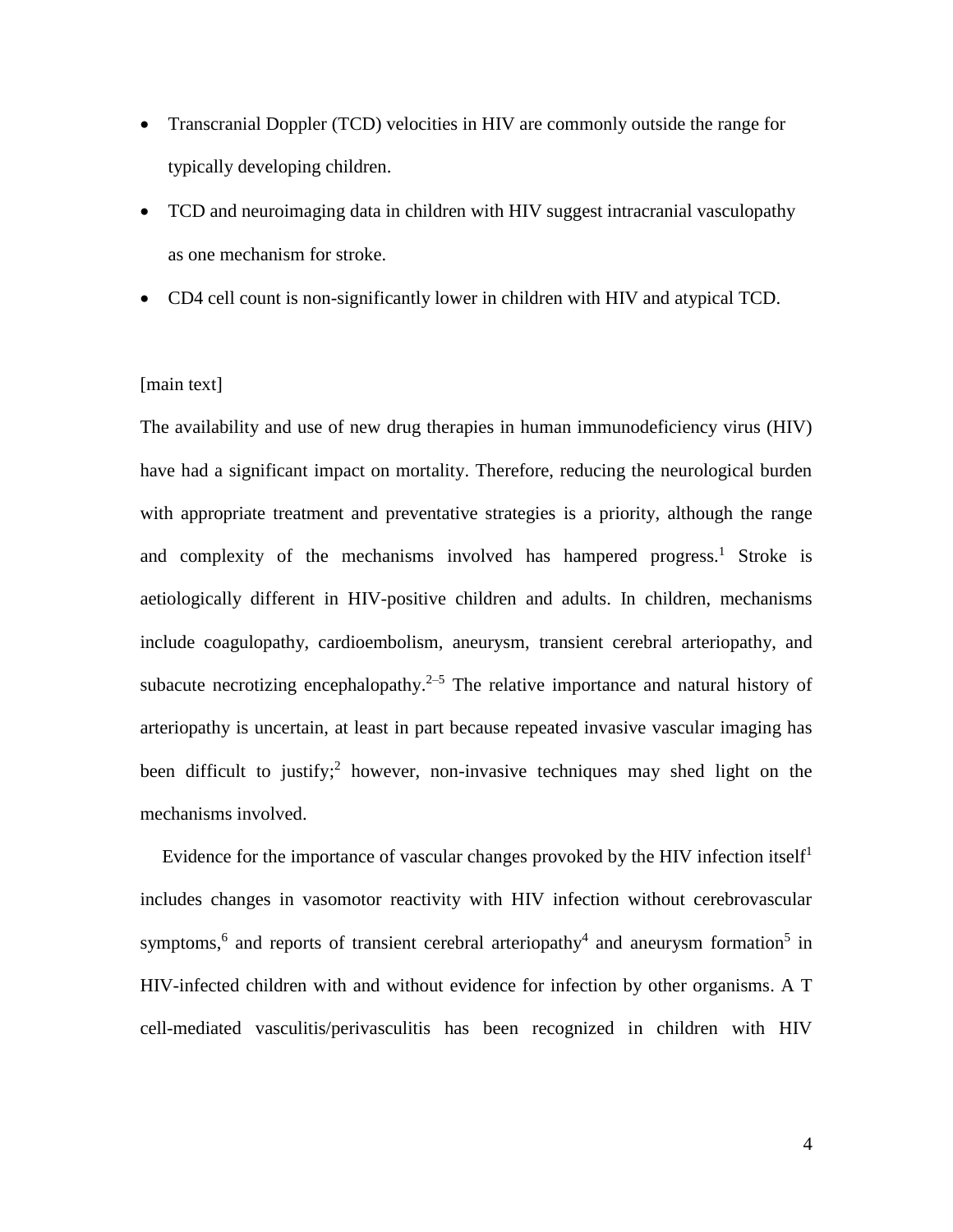- Transcranial Doppler (TCD) velocities in HIV are commonly outside the range for typically developing children.
- TCD and neuroimaging data in children with HIV suggest intracranial vasculopathy as one mechanism for stroke.
- CD4 cell count is non-significantly lower in children with HIV and atypical TCD.

[main text]

The availability and use of new drug therapies in human immunodeficiency virus (HIV) have had a significant impact on mortality. Therefore, reducing the neurological burden with appropriate treatment and preventative strategies is a priority, although the range and complexity of the mechanisms involved has hampered progress.[1] Stroke is aetiologically different in HIV-positive children and adults. In children, mechanisms include coagulopathy, cardioembolism, aneurysm, transient cerebral arteriopathy, and subacute necrotizing encephalopathy.[2–5] The relative importance and natural history of arteriopathy is uncertain, at least in part because repeated invasive vascular imaging has been difficult to justify;[2] however, non-invasive techniques may shed light on the mechanisms involved.

Evidence for the importance of vascular changes provoked by the HIV infection itself[1] includes changes in vasomotor reactivity with HIV infection without cerebrovascular symptoms,[6] and reports of transient cerebral arteriopathy[4] and aneurysm formation[5] in HIV-infected children with and without evidence for infection by other organisms. A T cell-mediated vasculitis/perivasculitis has been recognized in children with HIV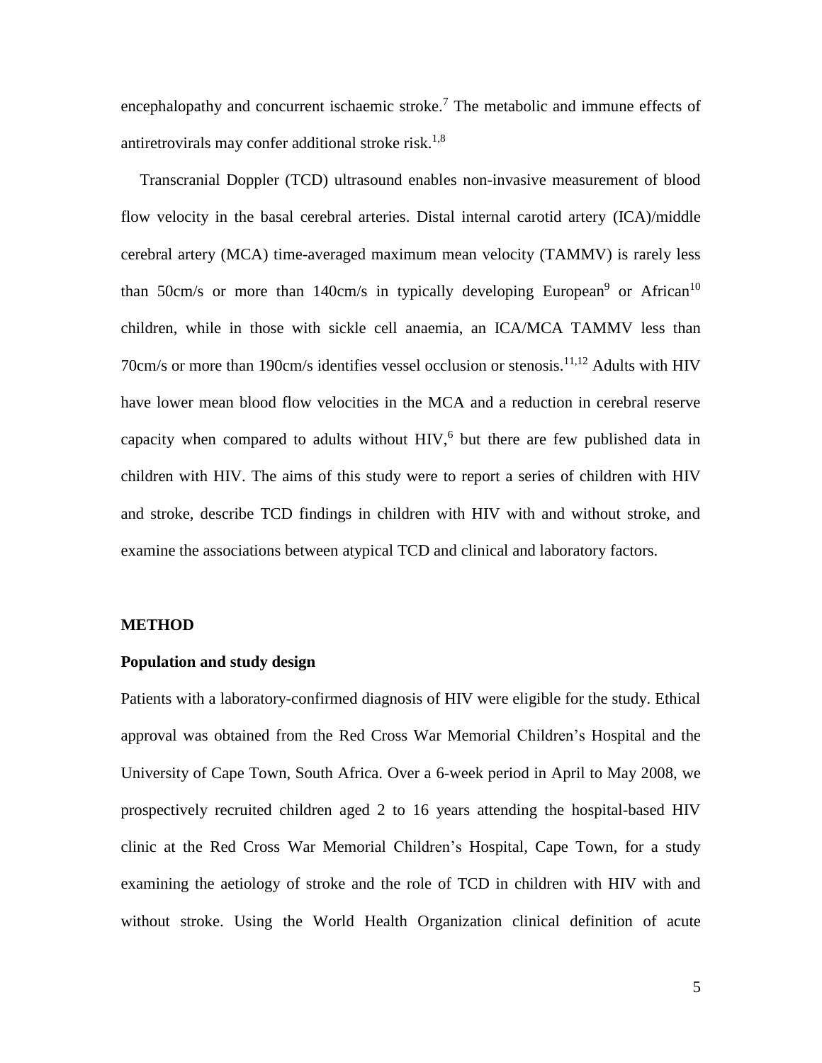encephalopathy and concurrent ischaemic stroke.[7] The metabolic and immune effects of antiretrovirals may confer additional stroke risk.[1,8]

Transcranial Doppler (TCD) ultrasound enables non-invasive measurement of blood flow velocity in the basal cerebral arteries. Distal internal carotid artery (ICA)/middle cerebral artery (MCA) time-averaged maximum mean velocity (TAMMV) is rarely less than 50cm/s or more than 140cm/s in typically developing European[9] or African[10] children, while in those with sickle cell anaemia, an ICA/MCA TAMMV less than 70cm/s or more than 190cm/s identifies vessel occlusion or stenosis.[11,12] Adults with HIV have lower mean blood flow velocities in the MCA and a reduction in cerebral reserve capacity when compared to adults without HIV,[6] but there are few published data in children with HIV. The aims of this study were to report a series of children with HIV and stroke, describe TCD findings in children with HIV with and without stroke, and examine the associations between atypical TCD and clinical and laboratory factors.

## METHOD

### Population and study design

Patients with a laboratory-confirmed diagnosis of HIV were eligible for the study. Ethical approval was obtained from the Red Cross War Memorial Children's Hospital and the University of Cape Town, South Africa. Over a 6-week period in April to May 2008, we prospectively recruited children aged 2 to 16 years attending the hospital-based HIV clinic at the Red Cross War Memorial Children's Hospital, Cape Town, for a study examining the aetiology of stroke and the role of TCD in children with HIV with and without stroke. Using the World Health Organization clinical definition of acute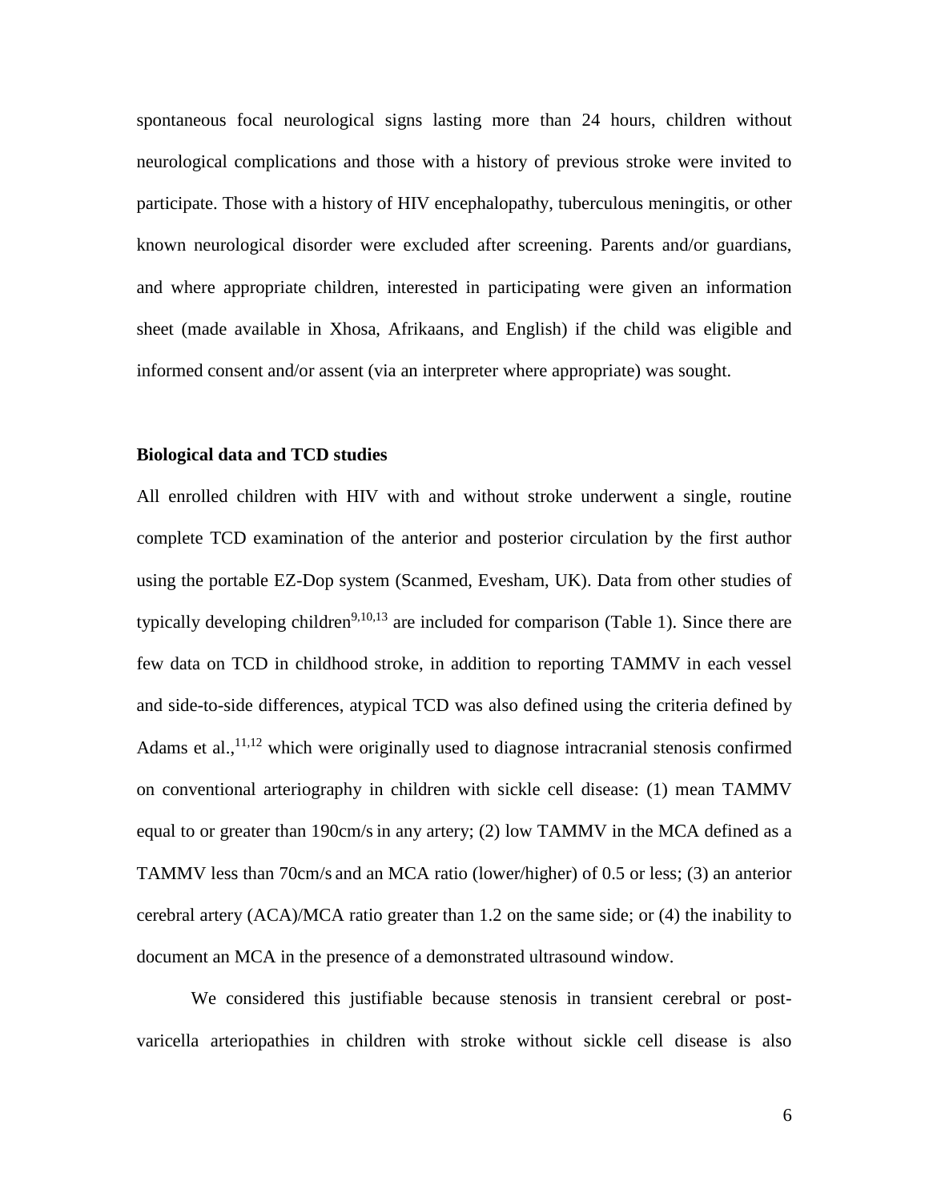spontaneous focal neurological signs lasting more than 24 hours, children without neurological complications and those with a history of previous stroke were invited to participate. Those with a history of HIV encephalopathy, tuberculous meningitis, or other known neurological disorder were excluded after screening. Parents and/or guardians, and where appropriate children, interested in participating were given an information sheet (made available in Xhosa, Afrikaans, and English) if the child was eligible and informed consent and/or assent (via an interpreter where appropriate) was sought.

### Biological data and TCD studies

All enrolled children with HIV with and without stroke underwent a single, routine complete TCD examination of the anterior and posterior circulation by the first author using the portable EZ-Dop system (Scanmed, Evesham, UK). Data from other studies of typically developing children[9,10,13] are included for comparison (Table 1). Since there are few data on TCD in childhood stroke, in addition to reporting TAMMV in each vessel and side-to-side differences, atypical TCD was also defined using the criteria defined by Adams et al.,[11,12] which were originally used to diagnose intracranial stenosis confirmed on conventional arteriography in children with sickle cell disease: (1) mean TAMMV equal to or greater than 190cm/s in any artery; (2) low TAMMV in the MCA defined as a TAMMV less than 70cm/s and an MCA ratio (lower/higher) of 0.5 or less; (3) an anterior cerebral artery (ACA)/MCA ratio greater than 1.2 on the same side; or (4) the inability to document an MCA in the presence of a demonstrated ultrasound window.

We considered this justifiable because stenosis in transient cerebral or post-varicella arteriopathies in children with stroke without sickle cell disease is also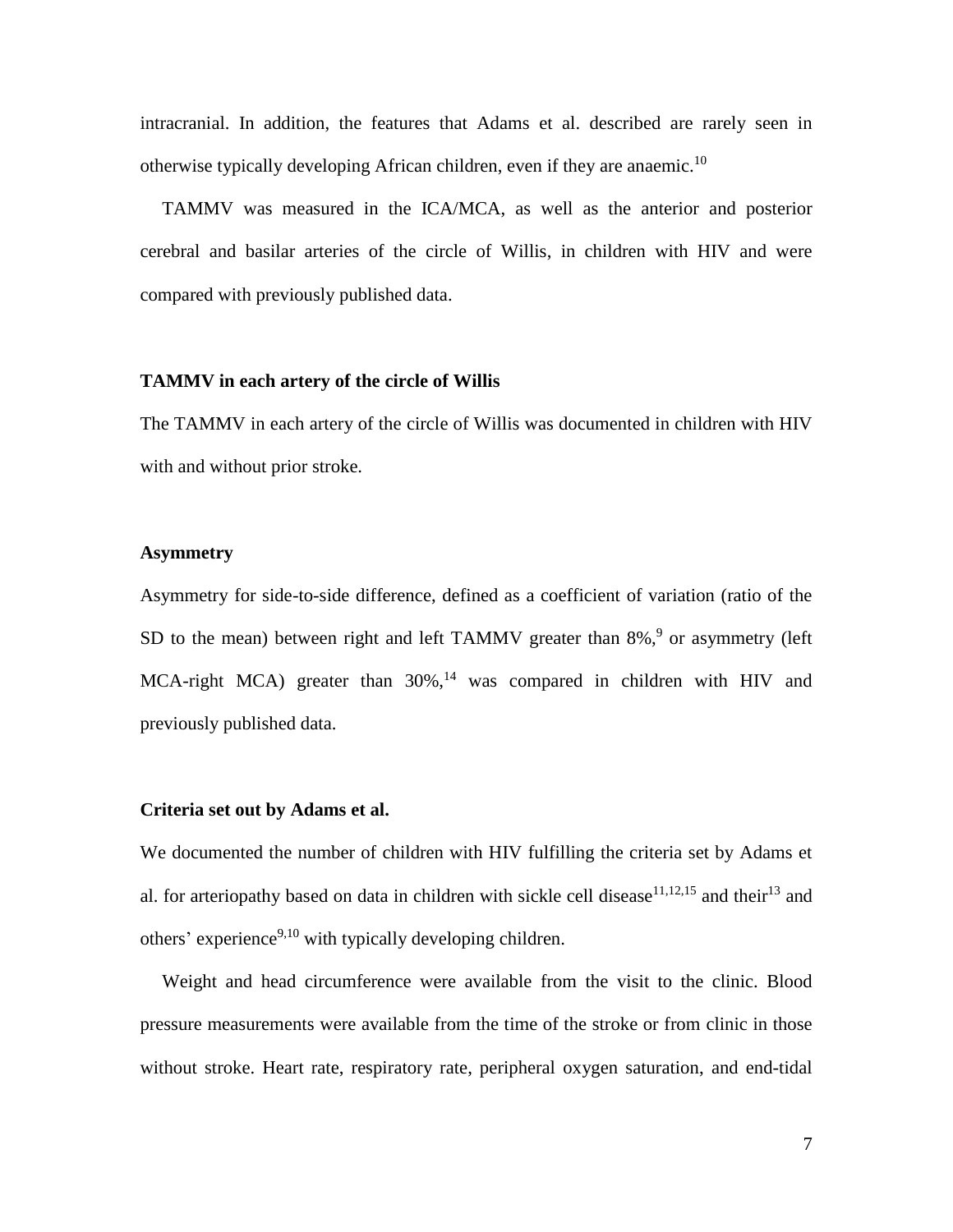intracranial. In addition, the features that Adams et al. described are rarely seen in otherwise typically developing African children, even if they are anaemic.[10]

TAMMV was measured in the ICA/MCA, as well as the anterior and posterior cerebral and basilar arteries of the circle of Willis, in children with HIV and were compared with previously published data.

### TAMMV in each artery of the circle of Willis

The TAMMV in each artery of the circle of Willis was documented in children with HIV with and without prior stroke.

### Asymmetry

Asymmetry for side-to-side difference, defined as a coefficient of variation (ratio of the SD to the mean) between right and left TAMMV greater than 8%,[9] or asymmetry (left MCA-right MCA) greater than 30%,[14] was compared in children with HIV and previously published data.

### Criteria set out by Adams et al.

We documented the number of children with HIV fulfilling the criteria set by Adams et al. for arteriopathy based on data in children with sickle cell disease[11,12,15] and their[13] and others' experience[9,10] with typically developing children.

Weight and head circumference were available from the visit to the clinic. Blood pressure measurements were available from the time of the stroke or from clinic in those without stroke. Heart rate, respiratory rate, peripheral oxygen saturation, and end-tidal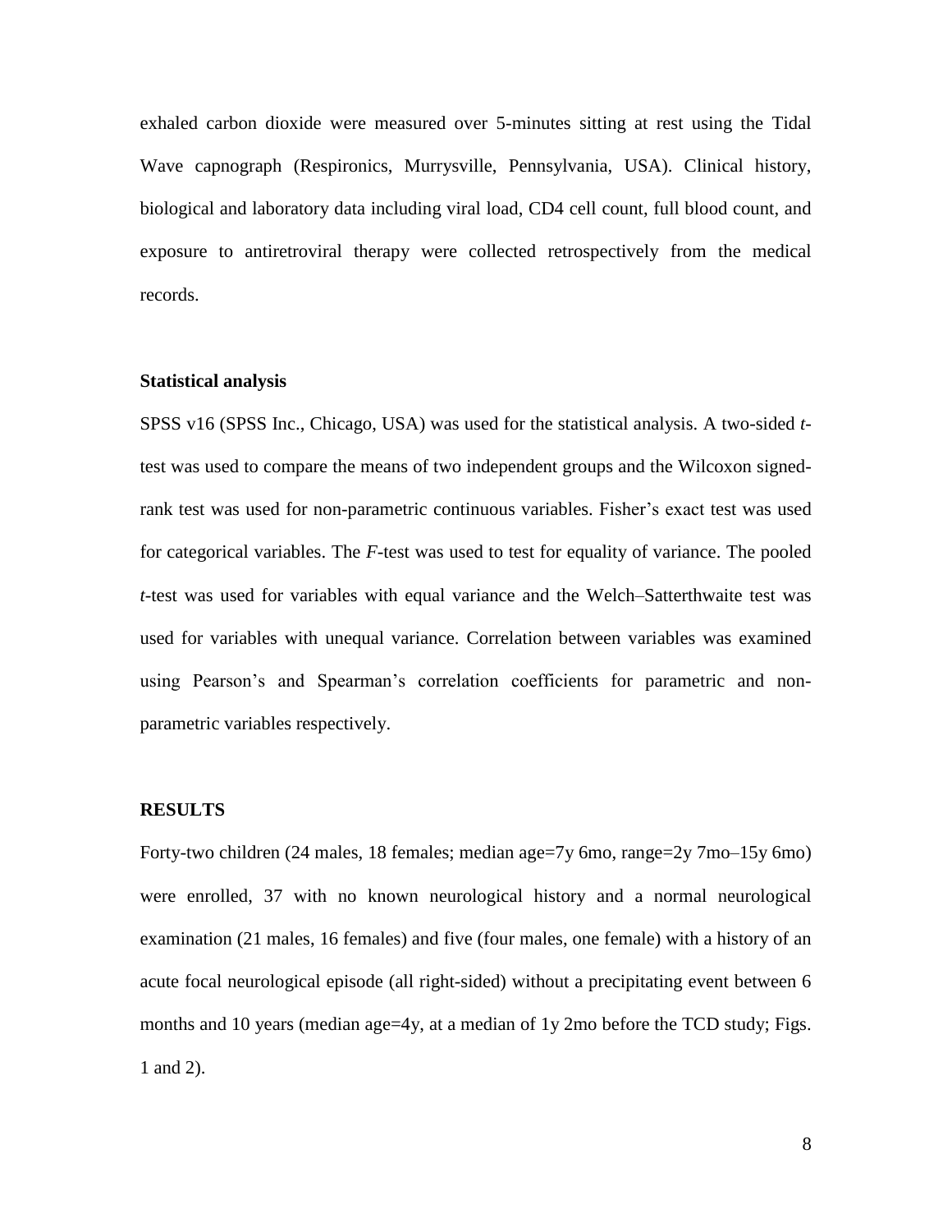exhaled carbon dioxide were measured over 5-minutes sitting at rest using the Tidal Wave capnograph (Respironics, Murrysville, Pennsylvania, USA). Clinical history, biological and laboratory data including viral load, CD4 cell count, full blood count, and exposure to antiretroviral therapy were collected retrospectively from the medical records.

### Statistical analysis

SPSS v16 (SPSS Inc., Chicago, USA) was used for the statistical analysis. A two-sided *t*-test was used to compare the means of two independent groups and the Wilcoxon signed-rank test was used for non-parametric continuous variables. Fisher's exact test was used for categorical variables. The *F*-test was used to test for equality of variance. The pooled *t*-test was used for variables with equal variance and the Welch–Satterthwaite test was used for variables with unequal variance. Correlation between variables was examined using Pearson's and Spearman's correlation coefficients for parametric and non-parametric variables respectively.

## RESULTS

Forty-two children (24 males, 18 females; median age=7y 6mo, range=2y 7mo–15y 6mo) were enrolled, 37 with no known neurological history and a normal neurological examination (21 males, 16 females) and five (four males, one female) with a history of an acute focal neurological episode (all right-sided) without a precipitating event between 6 months and 10 years (median age=4y, at a median of 1y 2mo before the TCD study; Figs. 1 and 2).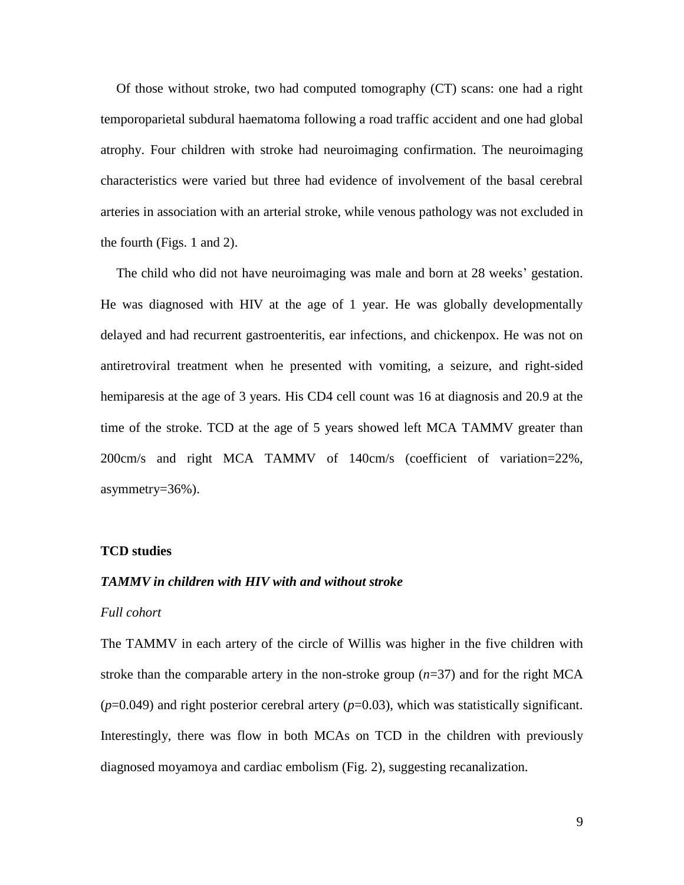Of those without stroke, two had computed tomography (CT) scans: one had a right temporoparietal subdural haematoma following a road traffic accident and one had global atrophy. Four children with stroke had neuroimaging confirmation. The neuroimaging characteristics were varied but three had evidence of involvement of the basal cerebral arteries in association with an arterial stroke, while venous pathology was not excluded in the fourth (Figs. 1 and 2).

The child who did not have neuroimaging was male and born at 28 weeks' gestation. He was diagnosed with HIV at the age of 1 year. He was globally developmentally delayed and had recurrent gastroenteritis, ear infections, and chickenpox. He was not on antiretroviral treatment when he presented with vomiting, a seizure, and right-sided hemiparesis at the age of 3 years. His CD4 cell count was 16 at diagnosis and 20.9 at the time of the stroke. TCD at the age of 5 years showed left MCA TAMMV greater than 200cm/s and right MCA TAMMV of 140cm/s (coefficient of variation=22%, asymmetry=36%).

## TCD studies

### *TAMMV in children with HIV with and without stroke*

#### *Full cohort*

The TAMMV in each artery of the circle of Willis was higher in the five children with stroke than the comparable artery in the non-stroke group ($n$=37) and for the right MCA ($p$=0.049) and right posterior cerebral artery ($p$=0.03), which was statistically significant. Interestingly, there was flow in both MCAs on TCD in the children with previously diagnosed moyamoya and cardiac embolism (Fig. 2), suggesting recanalization.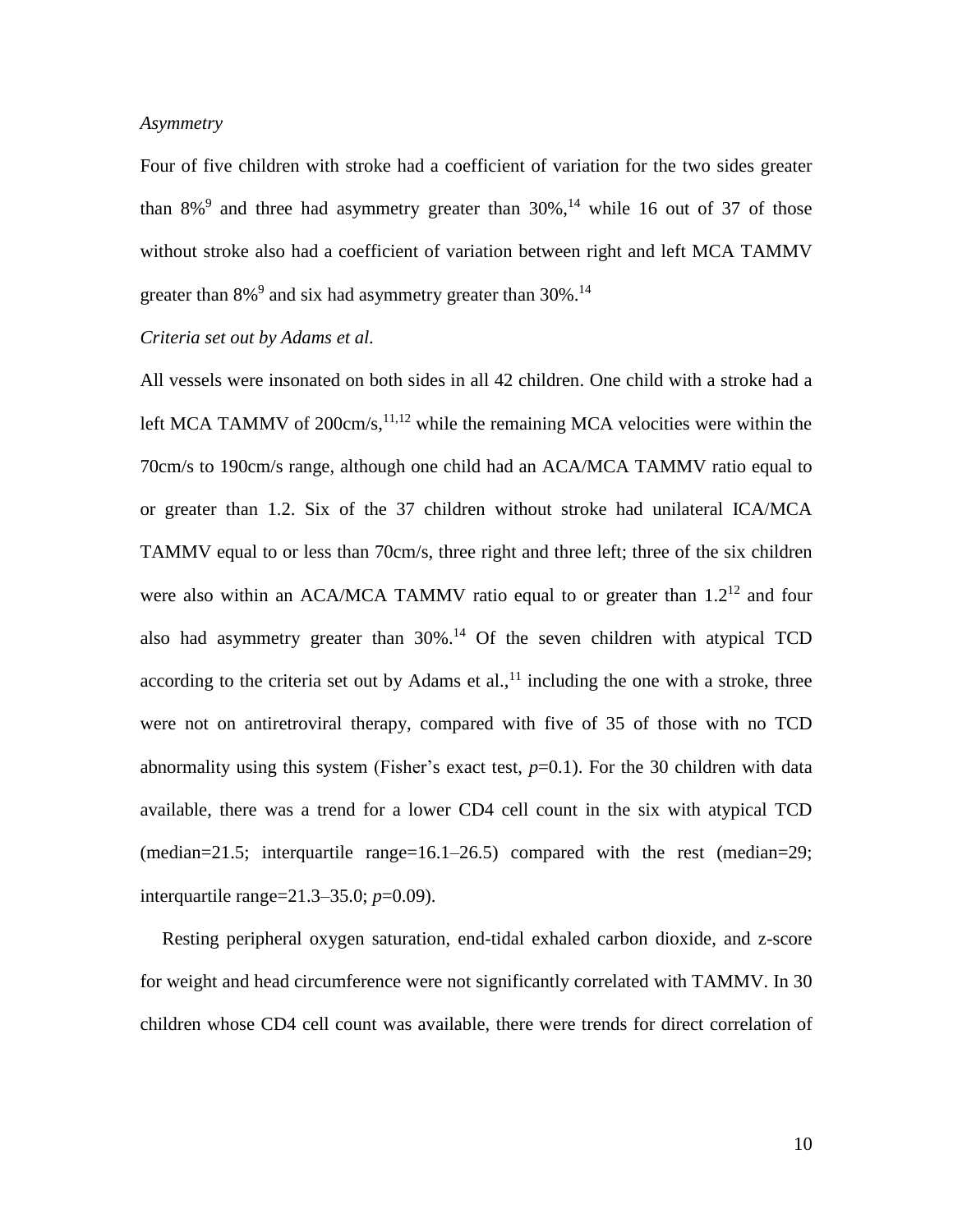*Asymmetry*

Four of five children with stroke had a coefficient of variation for the two sides greater than 8%[9] and three had asymmetry greater than 30%,[14] while 16 out of 37 of those without stroke also had a coefficient of variation between right and left MCA TAMMV greater than 8%[9] and six had asymmetry greater than 30%.[14]

*Criteria set out by Adams et al.*

All vessels were insonated on both sides in all 42 children. One child with a stroke had a left MCA TAMMV of 200cm/s,[11,12] while the remaining MCA velocities were within the 70cm/s to 190cm/s range, although one child had an ACA/MCA TAMMV ratio equal to or greater than 1.2. Six of the 37 children without stroke had unilateral ICA/MCA TAMMV equal to or less than 70cm/s, three right and three left; three of the six children were also within an ACA/MCA TAMMV ratio equal to or greater than 1.2[12] and four also had asymmetry greater than 30%.[14] Of the seven children with atypical TCD according to the criteria set out by Adams et al.,[11] including the one with a stroke, three were not on antiretroviral therapy, compared with five of 35 of those with no TCD abnormality using this system (Fisher's exact test, $p$=0.1). For the 30 children with data available, there was a trend for a lower CD4 cell count in the six with atypical TCD (median=21.5; interquartile range=16.1–26.5) compared with the rest (median=29; interquartile range=21.3–35.0; $p$=0.09).

Resting peripheral oxygen saturation, end-tidal exhaled carbon dioxide, and z-score for weight and head circumference were not significantly correlated with TAMMV. In 30 children whose CD4 cell count was available, there were trends for direct correlation of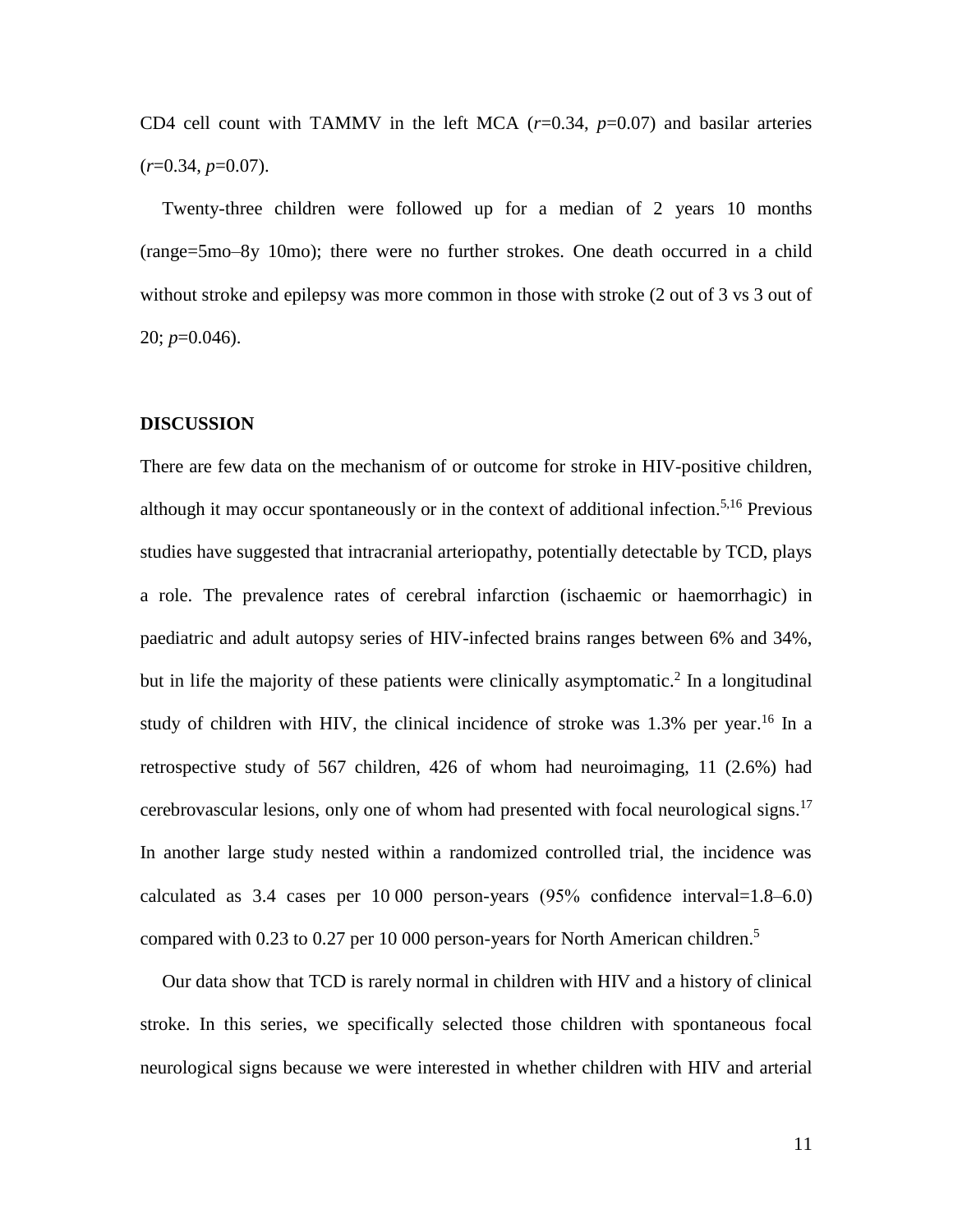CD4 cell count with TAMMV in the left MCA ($r$=0.34, $p$=0.07) and basilar arteries ($r$=0.34, $p$=0.07).

Twenty-three children were followed up for a median of 2 years 10 months (range=5mo–8y 10mo); there were no further strokes. One death occurred in a child without stroke and epilepsy was more common in those with stroke (2 out of 3 vs 3 out of 20; $p$=0.046).

## DISCUSSION

There are few data on the mechanism of or outcome for stroke in HIV-positive children, although it may occur spontaneously or in the context of additional infection.[5,16] Previous studies have suggested that intracranial arteriopathy, potentially detectable by TCD, plays a role. The prevalence rates of cerebral infarction (ischaemic or haemorrhagic) in paediatric and adult autopsy series of HIV-infected brains ranges between 6% and 34%, but in life the majority of these patients were clinically asymptomatic.[2] In a longitudinal study of children with HIV, the clinical incidence of stroke was 1.3% per year.[16] In a retrospective study of 567 children, 426 of whom had neuroimaging, 11 (2.6%) had cerebrovascular lesions, only one of whom had presented with focal neurological signs.[17] In another large study nested within a randomized controlled trial, the incidence was calculated as 3.4 cases per 10 000 person-years (95% confidence interval=1.8–6.0) compared with 0.23 to 0.27 per 10 000 person-years for North American children.[5]

Our data show that TCD is rarely normal in children with HIV and a history of clinical stroke. In this series, we specifically selected those children with spontaneous focal neurological signs because we were interested in whether children with HIV and arterial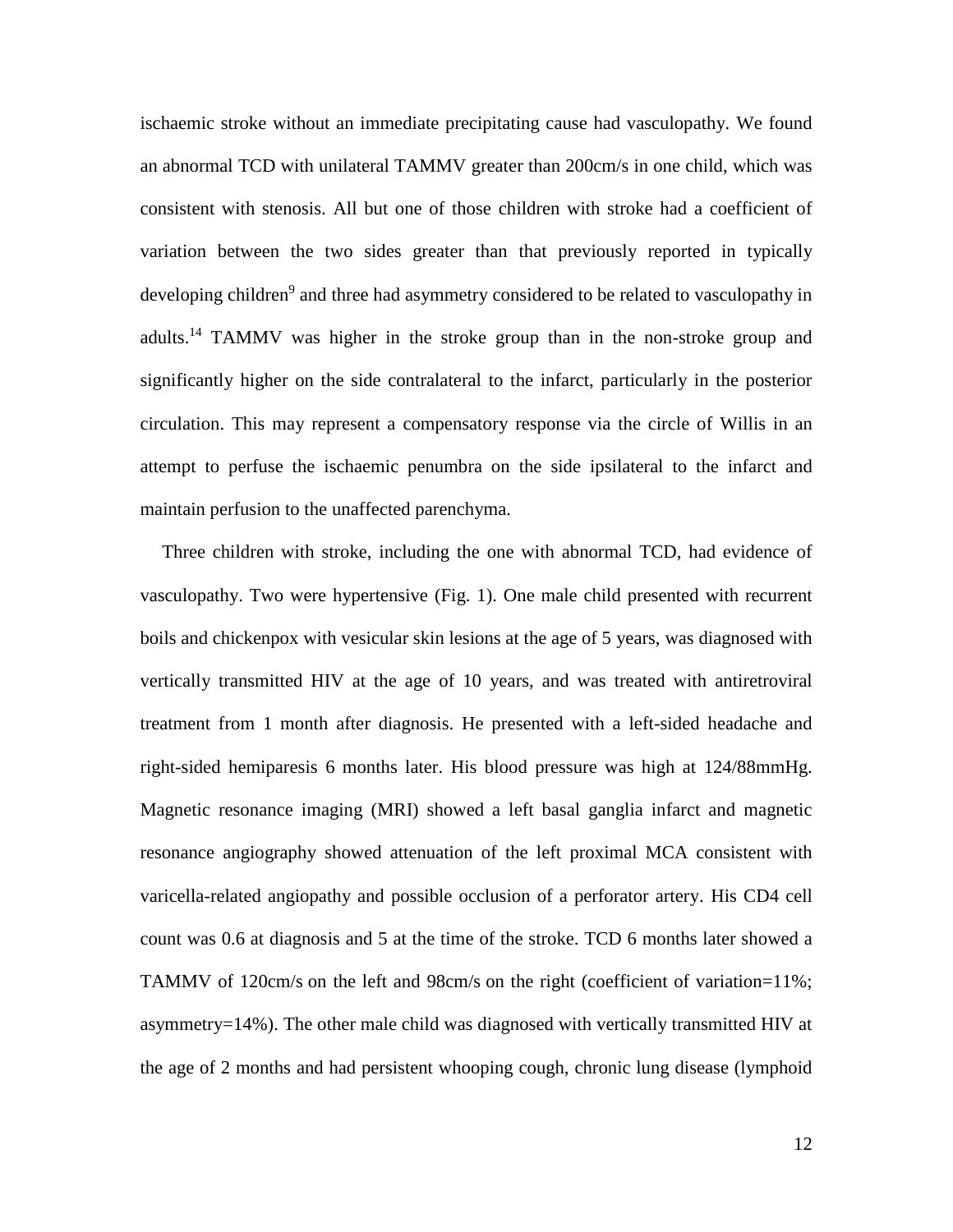ischaemic stroke without an immediate precipitating cause had vasculopathy. We found an abnormal TCD with unilateral TAMMV greater than 200cm/s in one child, which was consistent with stenosis. All but one of those children with stroke had a coefficient of variation between the two sides greater than that previously reported in typically developing children[9] and three had asymmetry considered to be related to vasculopathy in adults.[14] TAMMV was higher in the stroke group than in the non-stroke group and significantly higher on the side contralateral to the infarct, particularly in the posterior circulation. This may represent a compensatory response via the circle of Willis in an attempt to perfuse the ischaemic penumbra on the side ipsilateral to the infarct and maintain perfusion to the unaffected parenchyma.

Three children with stroke, including the one with abnormal TCD, had evidence of vasculopathy. Two were hypertensive (Fig. 1). One male child presented with recurrent boils and chickenpox with vesicular skin lesions at the age of 5 years, was diagnosed with vertically transmitted HIV at the age of 10 years, and was treated with antiretroviral treatment from 1 month after diagnosis. He presented with a left-sided headache and right-sided hemiparesis 6 months later. His blood pressure was high at 124/88mmHg. Magnetic resonance imaging (MRI) showed a left basal ganglia infarct and magnetic resonance angiography showed attenuation of the left proximal MCA consistent with varicella-related angiopathy and possible occlusion of a perforator artery. His CD4 cell count was 0.6 at diagnosis and 5 at the time of the stroke. TCD 6 months later showed a TAMMV of 120cm/s on the left and 98cm/s on the right (coefficient of variation=11%; asymmetry=14%). The other male child was diagnosed with vertically transmitted HIV at the age of 2 months and had persistent whooping cough, chronic lung disease (lymphoid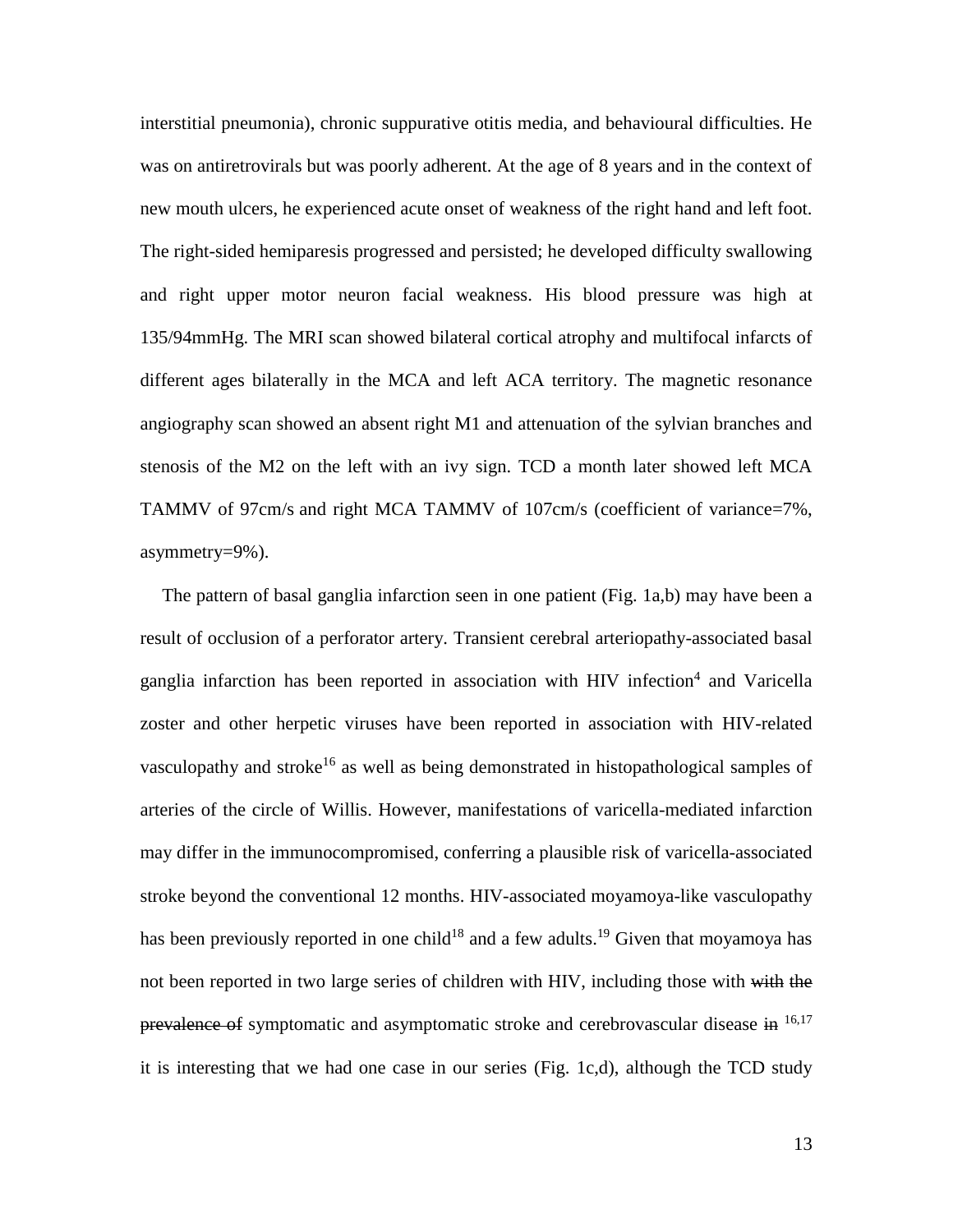interstitial pneumonia), chronic suppurative otitis media, and behavioural difficulties. He was on antiretrovirals but was poorly adherent. At the age of 8 years and in the context of new mouth ulcers, he experienced acute onset of weakness of the right hand and left foot. The right-sided hemiparesis progressed and persisted; he developed difficulty swallowing and right upper motor neuron facial weakness. His blood pressure was high at 135/94mmHg. The MRI scan showed bilateral cortical atrophy and multifocal infarcts of different ages bilaterally in the MCA and left ACA territory. The magnetic resonance angiography scan showed an absent right M1 and attenuation of the sylvian branches and stenosis of the M2 on the left with an ivy sign. TCD a month later showed left MCA TAMMV of 97cm/s and right MCA TAMMV of 107cm/s (coefficient of variance=7%, asymmetry=9%).

The pattern of basal ganglia infarction seen in one patient (Fig. 1a,b) may have been a result of occlusion of a perforator artery. Transient cerebral arteriopathy-associated basal ganglia infarction has been reported in association with HIV infection[4] and Varicella zoster and other herpetic viruses have been reported in association with HIV-related vasculopathy and stroke[16] as well as being demonstrated in histopathological samples of arteries of the circle of Willis. However, manifestations of varicella-mediated infarction may differ in the immunocompromised, conferring a plausible risk of varicella-associated stroke beyond the conventional 12 months. HIV-associated moyamoya-like vasculopathy has been previously reported in one child[18] and a few adults.[19] Given that moyamoya has not been reported in two large series of children with HIV, including those with ~~with the prevalence of~~ symptomatic and asymptomatic stroke and cerebrovascular disease ~~in~~ [16,17] it is interesting that we had one case in our series (Fig. 1c,d), although the TCD study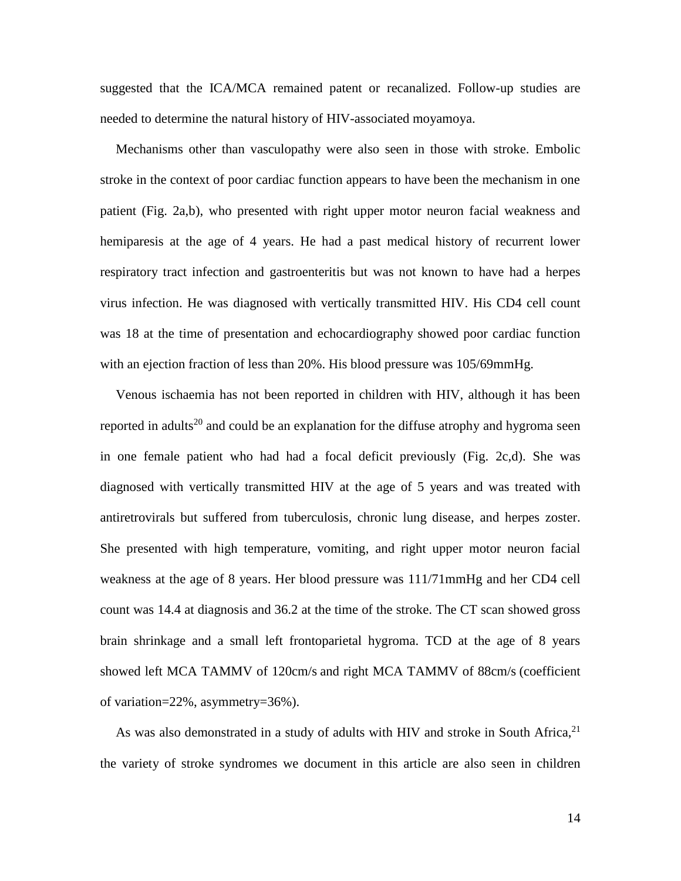suggested that the ICA/MCA remained patent or recanalized. Follow-up studies are needed to determine the natural history of HIV-associated moyamoya.

Mechanisms other than vasculopathy were also seen in those with stroke. Embolic stroke in the context of poor cardiac function appears to have been the mechanism in one patient (Fig. 2a,b), who presented with right upper motor neuron facial weakness and hemiparesis at the age of 4 years. He had a past medical history of recurrent lower respiratory tract infection and gastroenteritis but was not known to have had a herpes virus infection. He was diagnosed with vertically transmitted HIV. His CD4 cell count was 18 at the time of presentation and echocardiography showed poor cardiac function with an ejection fraction of less than 20%. His blood pressure was 105/69mmHg.

Venous ischaemia has not been reported in children with HIV, although it has been reported in adults[20] and could be an explanation for the diffuse atrophy and hygroma seen in one female patient who had had a focal deficit previously (Fig. 2c,d). She was diagnosed with vertically transmitted HIV at the age of 5 years and was treated with antiretrovirals but suffered from tuberculosis, chronic lung disease, and herpes zoster. She presented with high temperature, vomiting, and right upper motor neuron facial weakness at the age of 8 years. Her blood pressure was 111/71mmHg and her CD4 cell count was 14.4 at diagnosis and 36.2 at the time of the stroke. The CT scan showed gross brain shrinkage and a small left frontoparietal hygroma. TCD at the age of 8 years showed left MCA TAMMV of 120cm/s and right MCA TAMMV of 88cm/s (coefficient of variation=22%, asymmetry=36%).

As was also demonstrated in a study of adults with HIV and stroke in South Africa,[21] the variety of stroke syndromes we document in this article are also seen in children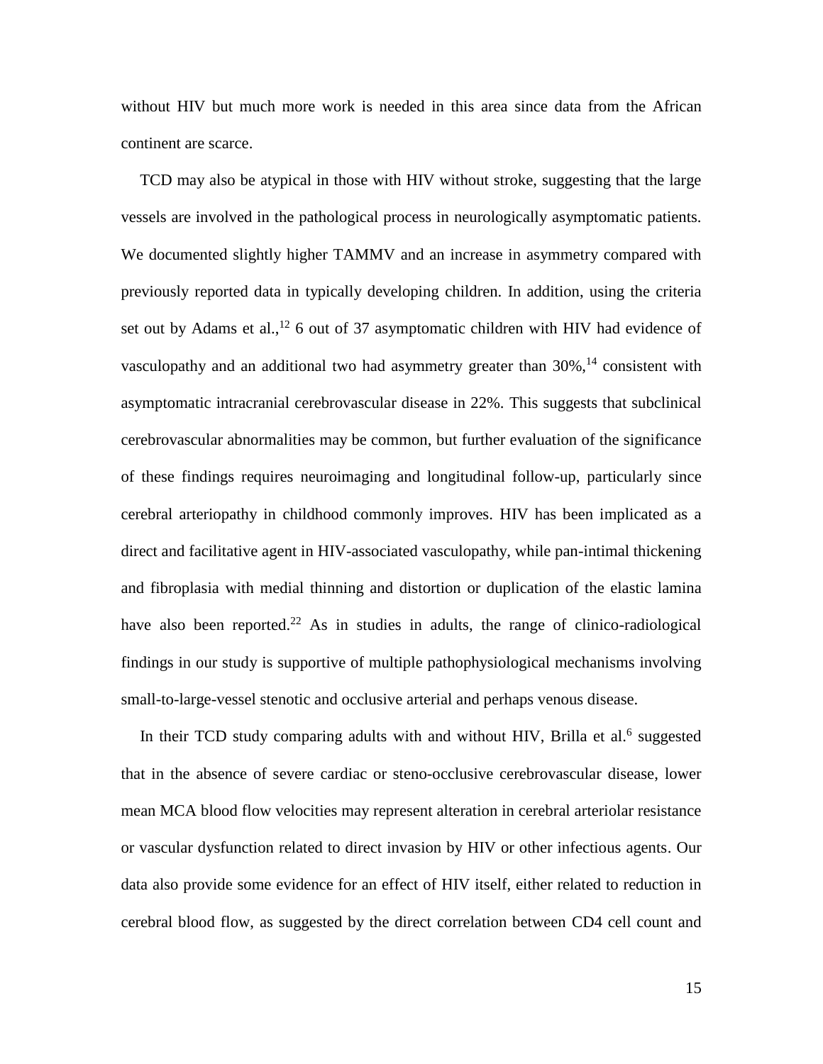without HIV but much more work is needed in this area since data from the African continent are scarce.

TCD may also be atypical in those with HIV without stroke, suggesting that the large vessels are involved in the pathological process in neurologically asymptomatic patients. We documented slightly higher TAMMV and an increase in asymmetry compared with previously reported data in typically developing children. In addition, using the criteria set out by Adams et al.,[12] 6 out of 37 asymptomatic children with HIV had evidence of vasculopathy and an additional two had asymmetry greater than 30%,[14] consistent with asymptomatic intracranial cerebrovascular disease in 22%. This suggests that subclinical cerebrovascular abnormalities may be common, but further evaluation of the significance of these findings requires neuroimaging and longitudinal follow-up, particularly since cerebral arteriopathy in childhood commonly improves. HIV has been implicated as a direct and facilitative agent in HIV-associated vasculopathy, while pan-intimal thickening and fibroplasia with medial thinning and distortion or duplication of the elastic lamina have also been reported.[22] As in studies in adults, the range of clinico-radiological findings in our study is supportive of multiple pathophysiological mechanisms involving small-to-large-vessel stenotic and occlusive arterial and perhaps venous disease.

In their TCD study comparing adults with and without HIV, Brilla et al.[6] suggested that in the absence of severe cardiac or steno-occlusive cerebrovascular disease, lower mean MCA blood flow velocities may represent alteration in cerebral arteriolar resistance or vascular dysfunction related to direct invasion by HIV or other infectious agents. Our data also provide some evidence for an effect of HIV itself, either related to reduction in cerebral blood flow, as suggested by the direct correlation between CD4 cell count and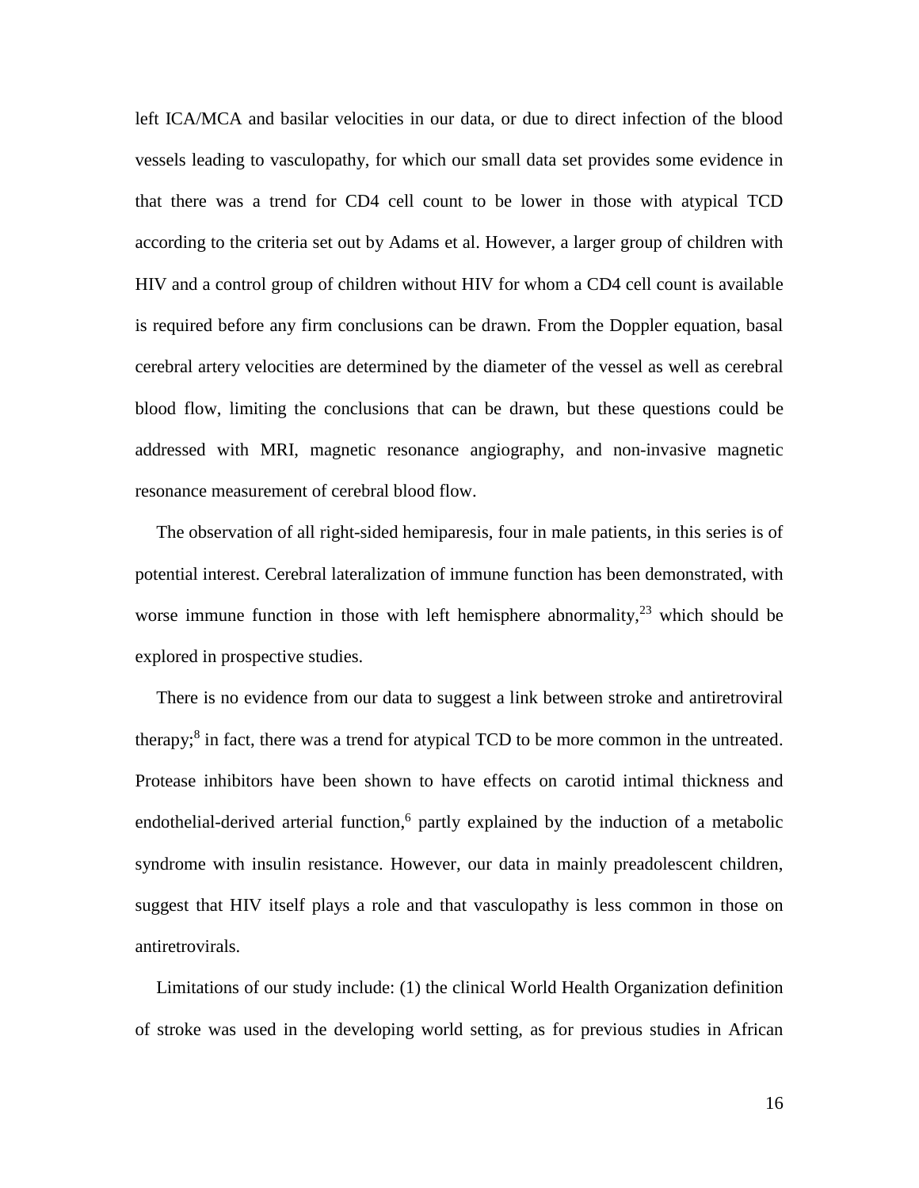left ICA/MCA and basilar velocities in our data, or due to direct infection of the blood vessels leading to vasculopathy, for which our small data set provides some evidence in that there was a trend for CD4 cell count to be lower in those with atypical TCD according to the criteria set out by Adams et al. However, a larger group of children with HIV and a control group of children without HIV for whom a CD4 cell count is available is required before any firm conclusions can be drawn. From the Doppler equation, basal cerebral artery velocities are determined by the diameter of the vessel as well as cerebral blood flow, limiting the conclusions that can be drawn, but these questions could be addressed with MRI, magnetic resonance angiography, and non-invasive magnetic resonance measurement of cerebral blood flow.

The observation of all right-sided hemiparesis, four in male patients, in this series is of potential interest. Cerebral lateralization of immune function has been demonstrated, with worse immune function in those with left hemisphere abnormality,[23] which should be explored in prospective studies.

There is no evidence from our data to suggest a link between stroke and antiretroviral therapy;[8] in fact, there was a trend for atypical TCD to be more common in the untreated. Protease inhibitors have been shown to have effects on carotid intimal thickness and endothelial-derived arterial function,[6] partly explained by the induction of a metabolic syndrome with insulin resistance. However, our data in mainly preadolescent children, suggest that HIV itself plays a role and that vasculopathy is less common in those on antiretrovirals.

Limitations of our study include: (1) the clinical World Health Organization definition of stroke was used in the developing world setting, as for previous studies in African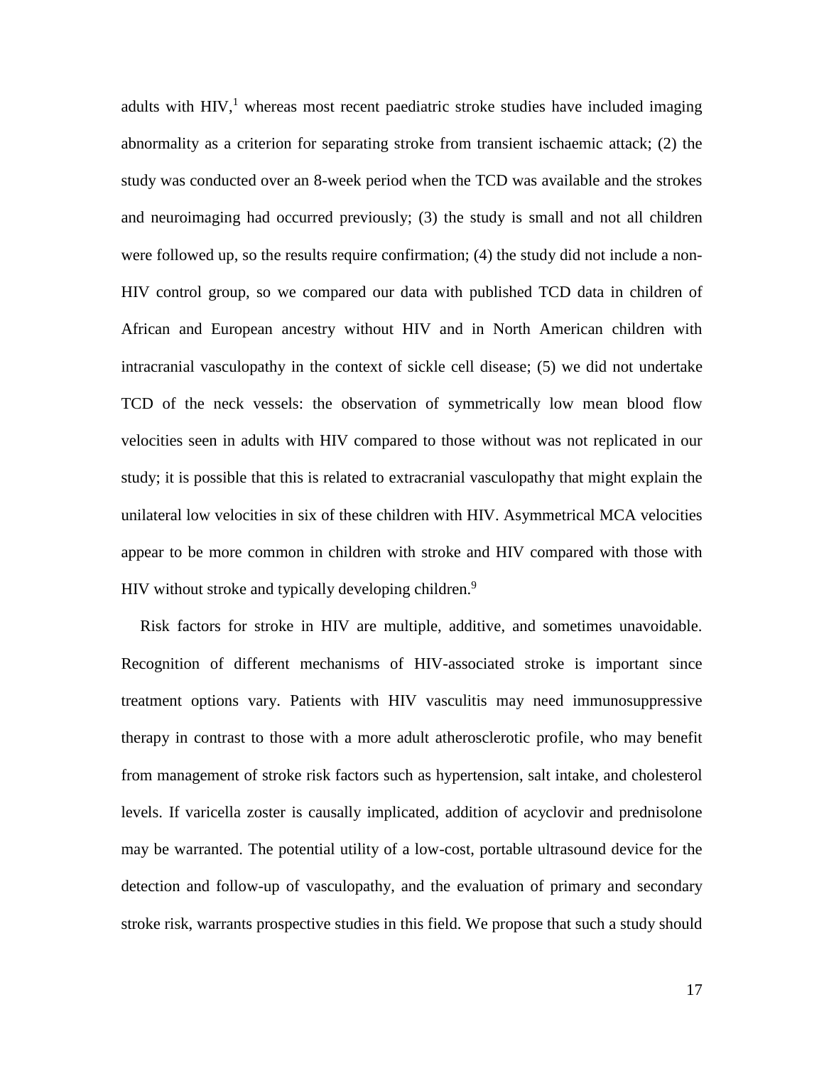adults with HIV,[1] whereas most recent paediatric stroke studies have included imaging abnormality as a criterion for separating stroke from transient ischaemic attack; (2) the study was conducted over an 8-week period when the TCD was available and the strokes and neuroimaging had occurred previously; (3) the study is small and not all children were followed up, so the results require confirmation; (4) the study did not include a non-HIV control group, so we compared our data with published TCD data in children of African and European ancestry without HIV and in North American children with intracranial vasculopathy in the context of sickle cell disease; (5) we did not undertake TCD of the neck vessels: the observation of symmetrically low mean blood flow velocities seen in adults with HIV compared to those without was not replicated in our study; it is possible that this is related to extracranial vasculopathy that might explain the unilateral low velocities in six of these children with HIV. Asymmetrical MCA velocities appear to be more common in children with stroke and HIV compared with those with HIV without stroke and typically developing children.[9]

Risk factors for stroke in HIV are multiple, additive, and sometimes unavoidable. Recognition of different mechanisms of HIV-associated stroke is important since treatment options vary. Patients with HIV vasculitis may need immunosuppressive therapy in contrast to those with a more adult atherosclerotic profile, who may benefit from management of stroke risk factors such as hypertension, salt intake, and cholesterol levels. If varicella zoster is causally implicated, addition of acyclovir and prednisolone may be warranted. The potential utility of a low-cost, portable ultrasound device for the detection and follow-up of vasculopathy, and the evaluation of primary and secondary stroke risk, warrants prospective studies in this field. We propose that such a study should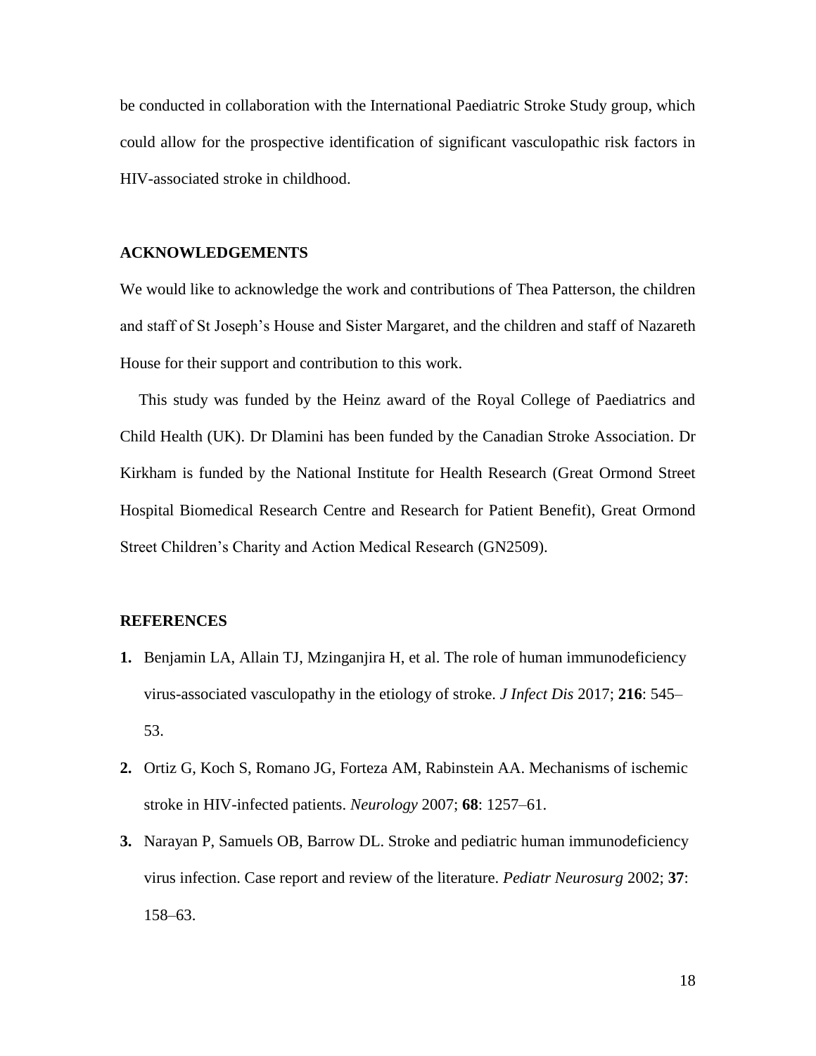be conducted in collaboration with the International Paediatric Stroke Study group, which could allow for the prospective identification of significant vasculopathic risk factors in HIV-associated stroke in childhood.

## ACKNOWLEDGEMENTS

We would like to acknowledge the work and contributions of Thea Patterson, the children and staff of St Joseph's House and Sister Margaret, and the children and staff of Nazareth House for their support and contribution to this work.

This study was funded by the Heinz award of the Royal College of Paediatrics and Child Health (UK). Dr Dlamini has been funded by the Canadian Stroke Association. Dr Kirkham is funded by the National Institute for Health Research (Great Ormond Street Hospital Biomedical Research Centre and Research for Patient Benefit), Great Ormond Street Children's Charity and Action Medical Research (GN2509).

## REFERENCES

1. Benjamin LA, Allain TJ, Mzinganjira H, et al. The role of human immunodeficiency virus-associated vasculopathy in the etiology of stroke. *J Infect Dis* 2017; **216**: 545–53.
2. Ortiz G, Koch S, Romano JG, Forteza AM, Rabinstein AA. Mechanisms of ischemic stroke in HIV-infected patients. *Neurology* 2007; **68**: 1257–61.
3. Narayan P, Samuels OB, Barrow DL. Stroke and pediatric human immunodeficiency virus infection. Case report and review of the literature. *Pediatr Neurosurg* 2002; **37**: 158–63.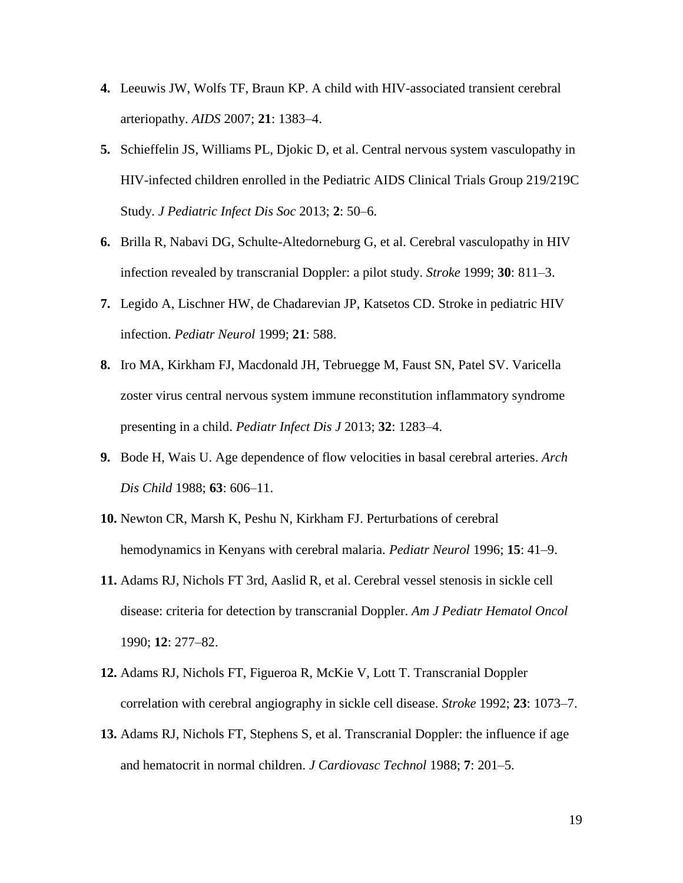4. Leeuwis JW, Wolfs TF, Braun KP. A child with HIV-associated transient cerebral arteriopathy. *AIDS* 2007; **21**: 1383–4.
5. Schieffelin JS, Williams PL, Djokic D, et al. Central nervous system vasculopathy in HIV-infected children enrolled in the Pediatric AIDS Clinical Trials Group 219/219C Study. *J Pediatric Infect Dis Soc* 2013; **2**: 50–6.
6. Brilla R, Nabavi DG, Schulte-Altedorneburg G, et al. Cerebral vasculopathy in HIV infection revealed by transcranial Doppler: a pilot study. *Stroke* 1999; **30**: 811–3.
7. Legido A, Lischner HW, de Chadarevian JP, Katsetos CD. Stroke in pediatric HIV infection. *Pediatr Neurol* 1999; **21**: 588.
8. Iro MA, Kirkham FJ, Macdonald JH, Tebruegge M, Faust SN, Patel SV. Varicella zoster virus central nervous system immune reconstitution inflammatory syndrome presenting in a child. *Pediatr Infect Dis J* 2013; **32**: 1283–4.
9. Bode H, Wais U. Age dependence of flow velocities in basal cerebral arteries. *Arch Dis Child* 1988; **63**: 606–11.
10. Newton CR, Marsh K, Peshu N, Kirkham FJ. Perturbations of cerebral hemodynamics in Kenyans with cerebral malaria. *Pediatr Neurol* 1996; **15**: 41–9.
11. Adams RJ, Nichols FT 3rd, Aaslid R, et al. Cerebral vessel stenosis in sickle cell disease: criteria for detection by transcranial Doppler. *Am J Pediatr Hematol Oncol* 1990; **12**: 277–82.
12. Adams RJ, Nichols FT, Figueroa R, McKie V, Lott T. Transcranial Doppler correlation with cerebral angiography in sickle cell disease. *Stroke* 1992; **23**: 1073–7.
13. Adams RJ, Nichols FT, Stephens S, et al. Transcranial Doppler: the influence if age and hematocrit in normal children. *J Cardiovasc Technol* 1988; **7**: 201–5.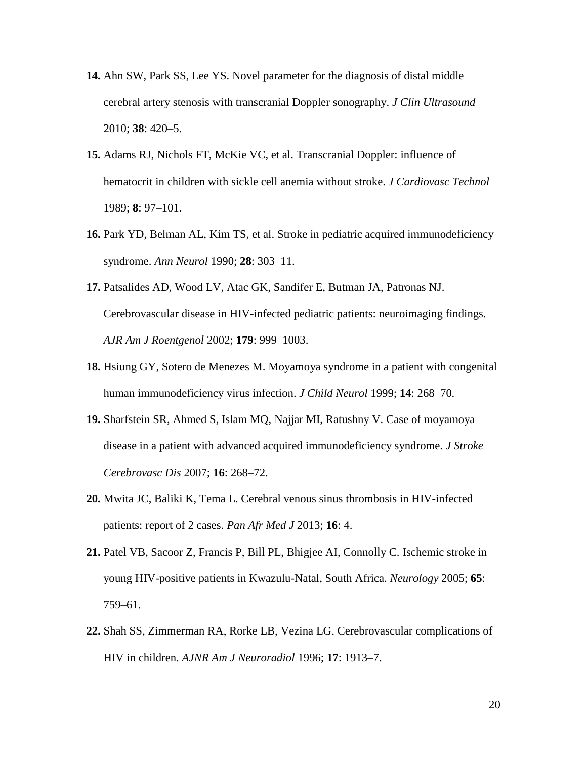**14.** Ahn SW, Park SS, Lee YS. Novel parameter for the diagnosis of distal middle cerebral artery stenosis with transcranial Doppler sonography. *J Clin Ultrasound* 2010; **38**: 420–5.

**15.** Adams RJ, Nichols FT, McKie VC, et al. Transcranial Doppler: influence of hematocrit in children with sickle cell anemia without stroke. *J Cardiovasc Technol* 1989; **8**: 97–101.

**16.** Park YD, Belman AL, Kim TS, et al. Stroke in pediatric acquired immunodeficiency syndrome. *Ann Neurol* 1990; **28**: 303–11.

**17.** Patsalides AD, Wood LV, Atac GK, Sandifer E, Butman JA, Patronas NJ. Cerebrovascular disease in HIV-infected pediatric patients: neuroimaging findings. *AJR Am J Roentgenol* 2002; **179**: 999–1003.

**18.** Hsiung GY, Sotero de Menezes M. Moyamoya syndrome in a patient with congenital human immunodeficiency virus infection. *J Child Neurol* 1999; **14**: 268–70.

**19.** Sharfstein SR, Ahmed S, Islam MQ, Najjar MI, Ratushny V. Case of moyamoya disease in a patient with advanced acquired immunodeficiency syndrome. *J Stroke Cerebrovasc Dis* 2007; **16**: 268–72.

**20.** Mwita JC, Baliki K, Tema L. Cerebral venous sinus thrombosis in HIV-infected patients: report of 2 cases. *Pan Afr Med J* 2013; **16**: 4.

**21.** Patel VB, Sacoor Z, Francis P, Bill PL, Bhigjee AI, Connolly C. Ischemic stroke in young HIV-positive patients in Kwazulu-Natal, South Africa. *Neurology* 2005; **65**: 759–61.

**22.** Shah SS, Zimmerman RA, Rorke LB, Vezina LG. Cerebrovascular complications of HIV in children. *AJNR Am J Neuroradiol* 1996; **17**: 1913–7.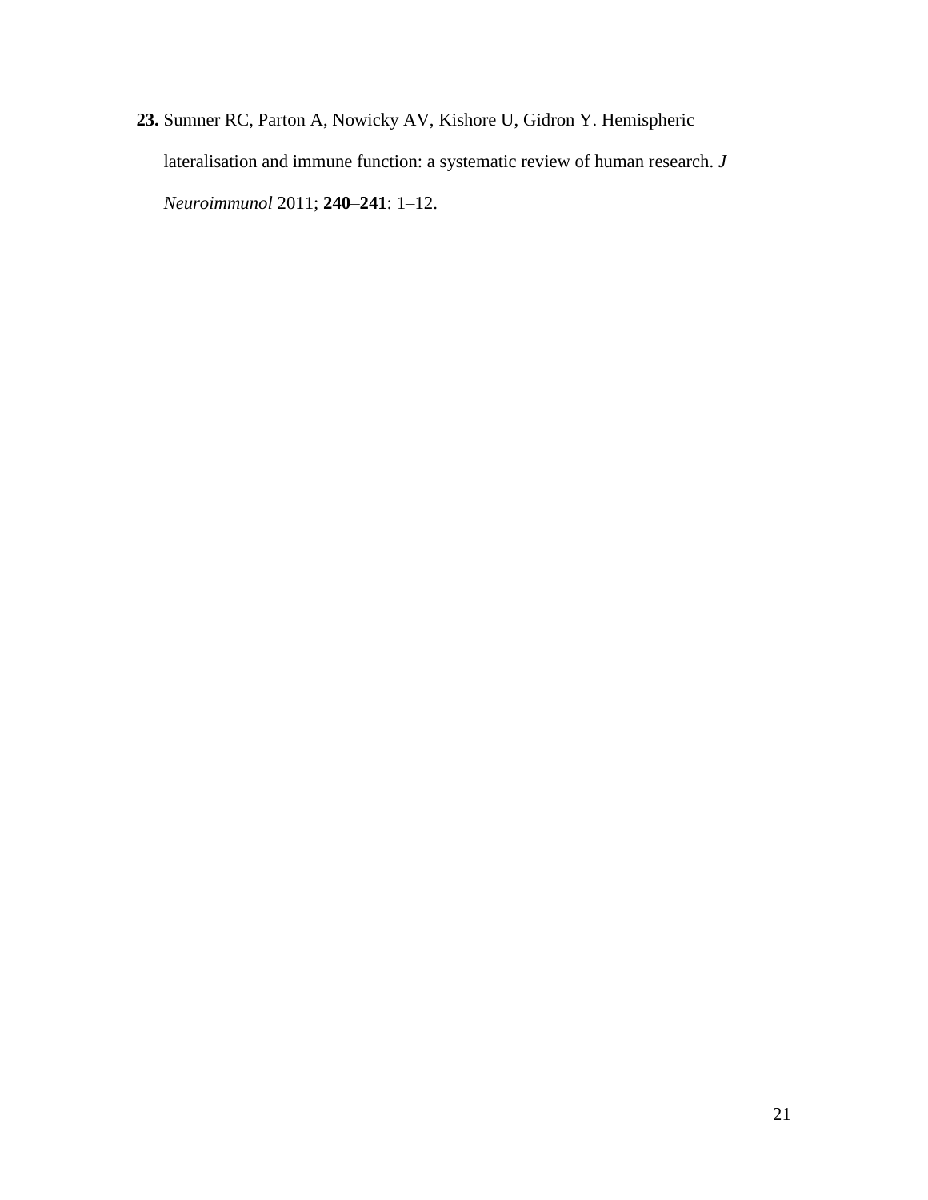**23.** Sumner RC, Parton A, Nowicky AV, Kishore U, Gidron Y. Hemispheric lateralisation and immune function: a systematic review of human research. *J Neuroimmunol* 2011; **240**–**241**: 1–12.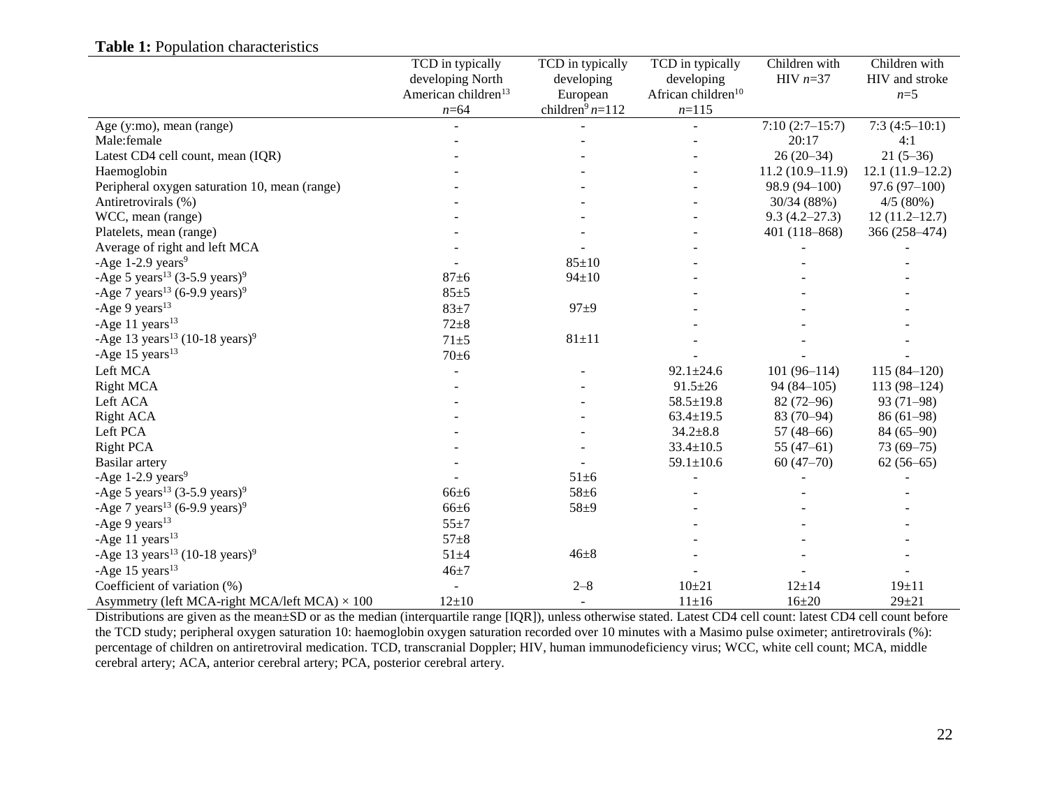**Table 1:** Population characteristics

| | TCD in typically developing North American children[13] $n$=64 | TCD in typically developing European children[9] $n$=112 | TCD in typically developing African children[10] $n$=115 | Children with HIV $n$=37 | Children with HIV and stroke $n$=5 |
|---|---|---|---|---|---|
| Age (y:mo), mean (range) | - | - | - | 7:10 (2:7–15:7) | 7:3 (4:5–10:1) |
| Male:female | - | - | - | 20:17 | 4:1 |
| Latest CD4 cell count, mean (IQR) | - | - | - | 26 (20–34) | 21 (5–36) |
| Haemoglobin | - | - | - | 11.2 (10.9–11.9) | 12.1 (11.9–12.2) |
| Peripheral oxygen saturation 10, mean (range) | - | - | - | 98.9 (94–100) | 97.6 (97–100) |
| Antiretrovirals (%) | - | - | - | 30/34 (88%) | 4/5 (80%) |
| WCC, mean (range) | - | - | - | 9.3 (4.2–27.3) | 12 (11.2–12.7) |
| Platelets, mean (range) | - | - | - | 401 (118–868) | 366 (258–474) |
| Average of right and left MCA | - | - | - | - | - |
| -Age 1-2.9 years[9] | - | 85±10 | - | - | - |
| -Age 5 years[13] (3-5.9 years)[9] | 87±6 | 94±10 | - | - | - |
| -Age 7 years[13] (6-9.9 years)[9] | 85±5 | | - | - | - |
| -Age 9 years[13] | 83±7 | 97±9 | - | - | - |
| -Age 11 years[13] | 72±8 | | - | - | - |
| -Age 13 years[13] (10-18 years)[9] | 71±5 | 81±11 | - | - | - |
| -Age 15 years[13] | 70±6 | | - | - | - |
| Left MCA | - | - | 92.1±24.6 | 101 (96–114) | 115 (84–120) |
| Right MCA | - | - | 91.5±26 | 94 (84–105) | 113 (98–124) |
| Left ACA | - | - | 58.5±19.8 | 82 (72–96) | 93 (71–98) |
| Right ACA | - | - | 63.4±19.5 | 83 (70–94) | 86 (61–98) |
| Left PCA | - | - | 34.2±8.8 | 57 (48–66) | 84 (65–90) |
| Right PCA | - | - | 33.4±10.5 | 55 (47–61) | 73 (69–75) |
| Basilar artery | - | - | 59.1±10.6 | 60 (47–70) | 62 (56–65) |
| -Age 1-2.9 years[9] | - | 51±6 | - | - | - |
| -Age 5 years[13] (3-5.9 years)[9] | 66±6 | 58±6 | - | - | - |
| -Age 7 years[13] (6-9.9 years)[9] | 66±6 | 58±9 | - | - | - |
| -Age 9 years[13] | 55±7 | | - | - | - |
| -Age 11 years[13] | 57±8 | | - | - | - |
| -Age 13 years[13] (10-18 years)[9] | 51±4 | 46±8 | - | - | - |
| -Age 15 years[13] | 46±7 | | - | - | - |
| Coefficient of variation (%) | - | 2–8 | 10±21 | 12±14 | 19±11 |
| Asymmetry (left MCA-right MCA/left MCA) × 100 | 12±10 | - | 11±16 | 16±20 | 29±21 |

Distributions are given as the mean±SD or as the median (interquartile range [IQR]), unless otherwise stated. Latest CD4 cell count: latest CD4 cell count before the TCD study; peripheral oxygen saturation 10: haemoglobin oxygen saturation recorded over 10 minutes with a Masimo pulse oximeter; antiretrovirals (%): percentage of children on antiretroviral medication. TCD, transcranial Doppler; HIV, human immunodeficiency virus; WCC, white cell count; MCA, middle cerebral artery; ACA, anterior cerebral artery; PCA, posterior cerebral artery.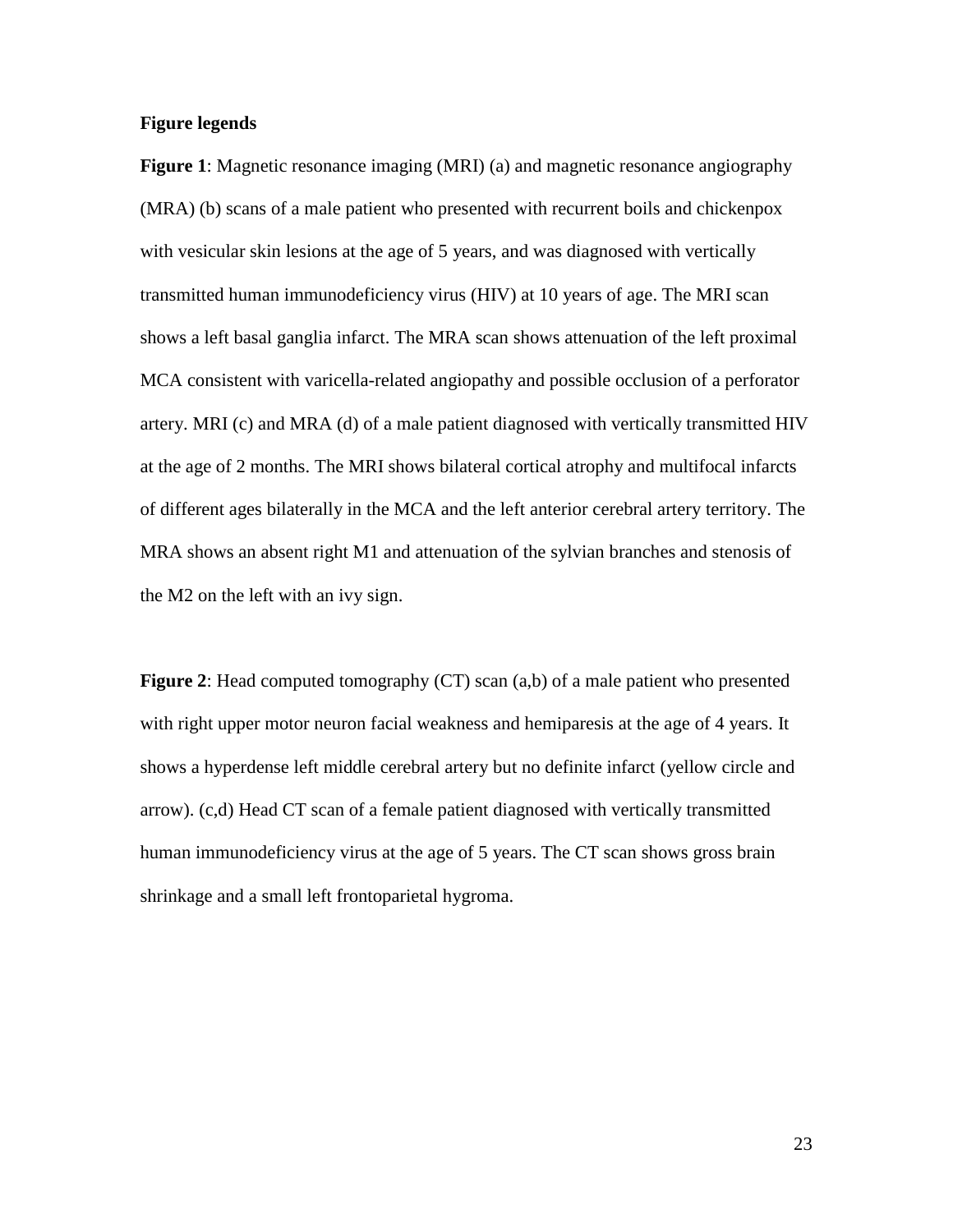**Figure legends**

**Figure 1**: Magnetic resonance imaging (MRI) (a) and magnetic resonance angiography (MRA) (b) scans of a male patient who presented with recurrent boils and chickenpox with vesicular skin lesions at the age of 5 years, and was diagnosed with vertically transmitted human immunodeficiency virus (HIV) at 10 years of age. The MRI scan shows a left basal ganglia infarct. The MRA scan shows attenuation of the left proximal MCA consistent with varicella-related angiopathy and possible occlusion of a perforator artery. MRI (c) and MRA (d) of a male patient diagnosed with vertically transmitted HIV at the age of 2 months. The MRI shows bilateral cortical atrophy and multifocal infarcts of different ages bilaterally in the MCA and the left anterior cerebral artery territory. The MRA shows an absent right M1 and attenuation of the sylvian branches and stenosis of the M2 on the left with an ivy sign.

**Figure 2**: Head computed tomography (CT) scan (a,b) of a male patient who presented with right upper motor neuron facial weakness and hemiparesis at the age of 4 years. It shows a hyperdense left middle cerebral artery but no definite infarct (yellow circle and arrow). (c,d) Head CT scan of a female patient diagnosed with vertically transmitted human immunodeficiency virus at the age of 5 years. The CT scan shows gross brain shrinkage and a small left frontoparietal hygroma.